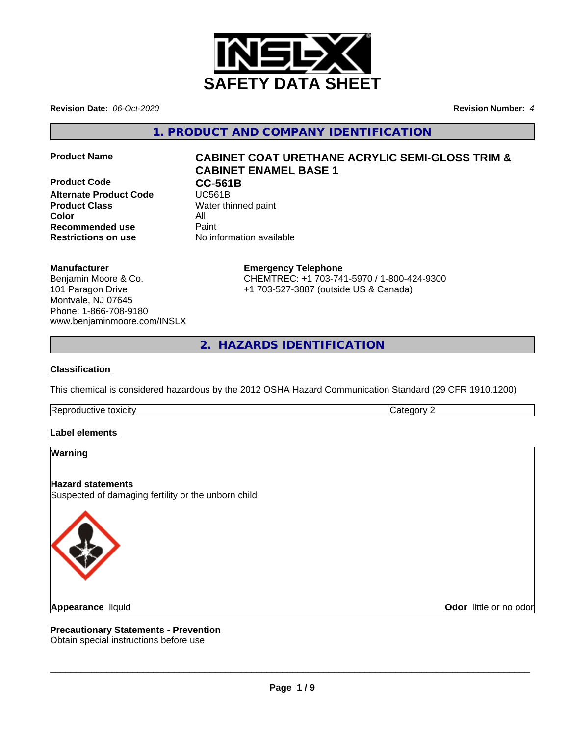# SAFETY DATA SHEET

**Revision Date:** *06-Oct-2020* **Revision Number:** *4*

## 1. PRODUCT AND COMPANY IDENTIFICATION

| | |
|---|---|
| **Product Name** | **CABINET COAT URETHANE ACRYLIC SEMI-GLOSS TRIM & CABINET ENAMEL BASE 1** |
| **Product Code** | **CC-561B** |
| **Alternate Product Code** | UC561B |
| **Product Class** | Water thinned paint |
| **Color** | All |
| **Recommended use** | Paint |
| **Restrictions on use** | No information available |

**Manufacturer**
Benjamin Moore & Co.
101 Paragon Drive
Montvale, NJ 07645
Phone: 1-866-708-9180
www.benjaminmoore.com/INSLX

**Emergency Telephone**
CHEMTREC: +1 703-741-5970 / 1-800-424-9300
+1 703-527-3887 (outside US & Canada)

## 2. HAZARDS IDENTIFICATION

### Classification

This chemical is considered hazardous by the 2012 OSHA Hazard Communication Standard (29 CFR 1910.1200)

| | |
|---|---|
| Reproductive toxicity | Category 2 |

### Label elements

**Warning**

**Hazard statements**
Suspected of damaging fertility or the unborn child

**Appearance** liquid **Odor** little or no odor

**Precautionary Statements - Prevention**
Obtain special instructions before use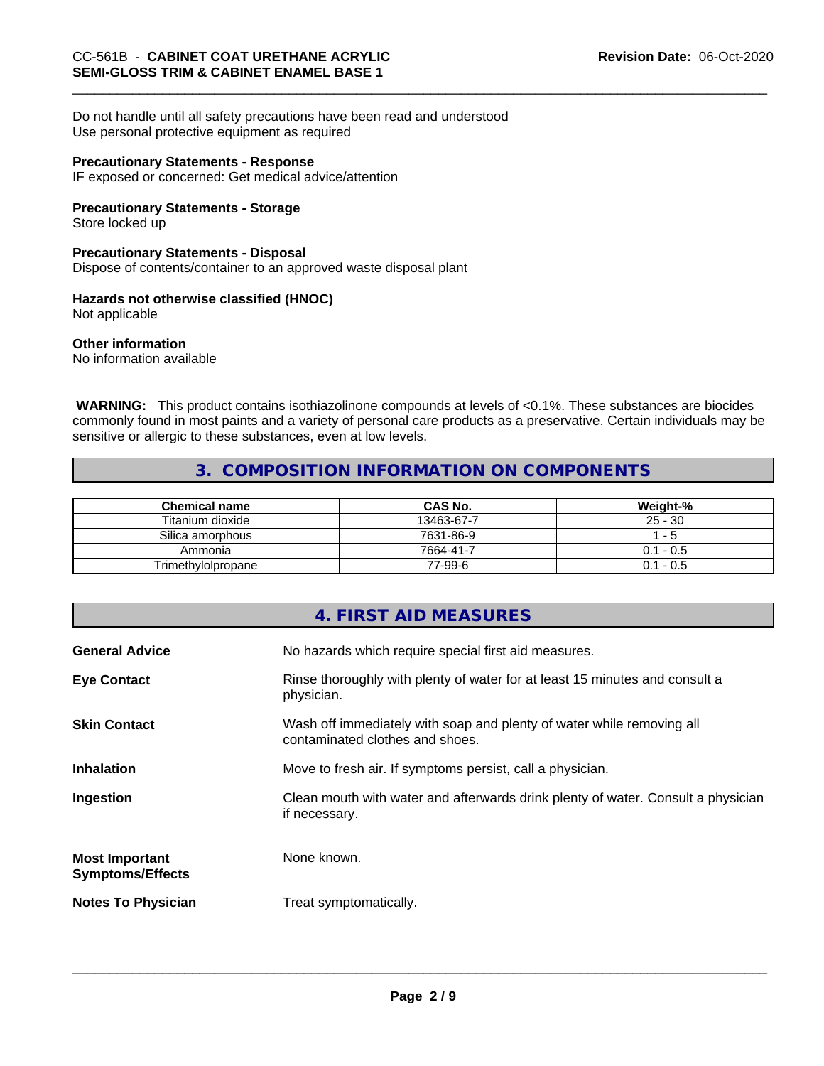Do not handle until all safety precautions have been read and understood
Use personal protective equipment as required

**Precautionary Statements - Response**
IF exposed or concerned: Get medical advice/attention

**Precautionary Statements - Storage**
Store locked up

**Precautionary Statements - Disposal**
Dispose of contents/container to an approved waste disposal plant

**Hazards not otherwise classified (HNOC)**
Not applicable

**Other information**
No information available

**WARNING:** This product contains isothiazolinone compounds at levels of <0.1%. These substances are biocides commonly found in most paints and a variety of personal care products as a preservative. Certain individuals may be sensitive or allergic to these substances, even at low levels.

## 3. COMPOSITION INFORMATION ON COMPONENTS

| Chemical name | CAS No. | Weight-% |
|---|---|---|
| Titanium dioxide | 13463-67-7 | 25 - 30 |
| Silica amorphous | 7631-86-9 | 1 - 5 |
| Ammonia | 7664-41-7 | 0.1 - 0.5 |
| Trimethylolpropane | 77-99-6 | 0.1 - 0.5 |

## 4. FIRST AID MEASURES

| | |
|---|---|
| **General Advice** | No hazards which require special first aid measures. |
| **Eye Contact** | Rinse thoroughly with plenty of water for at least 15 minutes and consult a physician. |
| **Skin Contact** | Wash off immediately with soap and plenty of water while removing all contaminated clothes and shoes. |
| **Inhalation** | Move to fresh air. If symptoms persist, call a physician. |
| **Ingestion** | Clean mouth with water and afterwards drink plenty of water. Consult a physician if necessary. |
| **Most Important Symptoms/Effects** | None known. |
| **Notes To Physician** | Treat symptomatically. |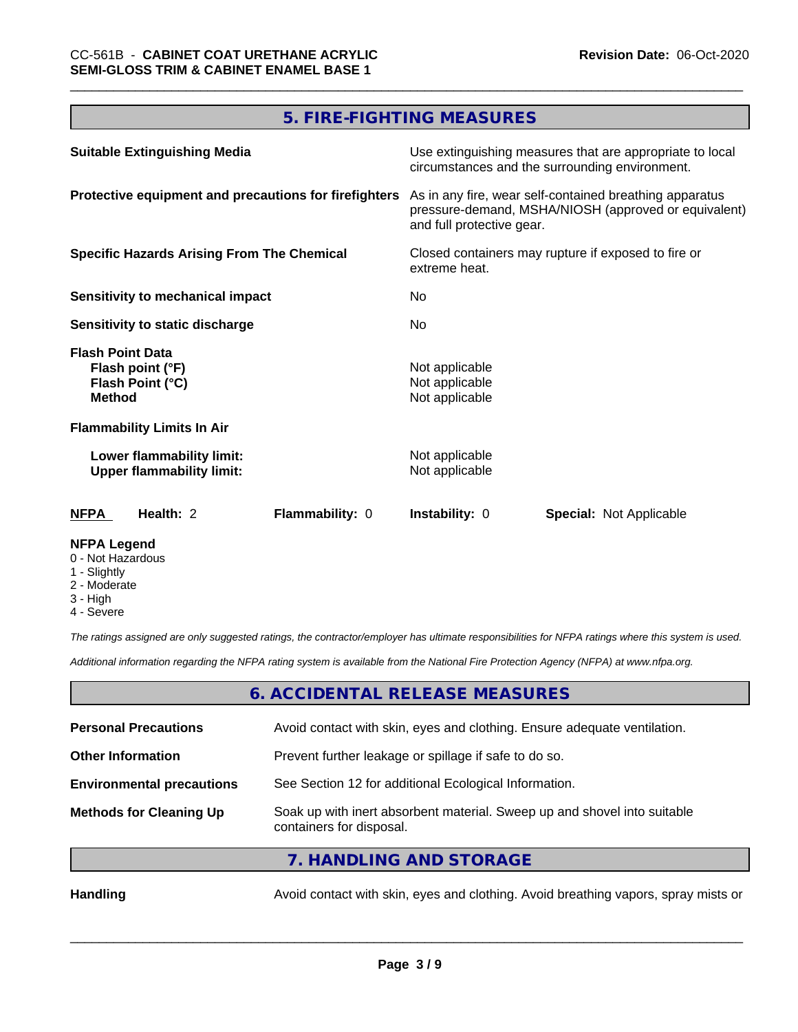## 5. FIRE-FIGHTING MEASURES

| | |
|---|---|
| **Suitable Extinguishing Media** | Use extinguishing measures that are appropriate to local circumstances and the surrounding environment. |
| **Protective equipment and precautions for firefighters** | As in any fire, wear self-contained breathing apparatus pressure-demand, MSHA/NIOSH (approved or equivalent) and full protective gear. |
| **Specific Hazards Arising From The Chemical** | Closed containers may rupture if exposed to fire or extreme heat. |
| **Sensitivity to mechanical impact** | No |
| **Sensitivity to static discharge** | No |

**Flash Point Data**

| | |
|---|---|
| **Flash point (°F)** | Not applicable |
| **Flash Point (°C)** | Not applicable |
| **Method** | Not applicable |

**Flammability Limits In Air**

| | |
|---|---|
| **Lower flammability limit:** | Not applicable |
| **Upper flammability limit:** | Not applicable |

| **NFPA** | **Health:** 2 | **Flammability:** 0 | **Instability:** 0 | **Special:** Not Applicable |
|---|---|---|---|---|

**NFPA Legend**
0 - Not Hazardous
1 - Slightly
2 - Moderate
3 - High
4 - Severe

*The ratings assigned are only suggested ratings, the contractor/employer has ultimate responsibilities for NFPA ratings where this system is used.*

*Additional information regarding the NFPA rating system is available from the National Fire Protection Agency (NFPA) at www.nfpa.org.*

## 6. ACCIDENTAL RELEASE MEASURES

| | |
|---|---|
| **Personal Precautions** | Avoid contact with skin, eyes and clothing. Ensure adequate ventilation. |
| **Other Information** | Prevent further leakage or spillage if safe to do so. |
| **Environmental precautions** | See Section 12 for additional Ecological Information. |
| **Methods for Cleaning Up** | Soak up with inert absorbent material. Sweep up and shovel into suitable containers for disposal. |

## 7. HANDLING AND STORAGE

| | |
|---|---|
| **Handling** | Avoid contact with skin, eyes and clothing. Avoid breathing vapors, spray mists or |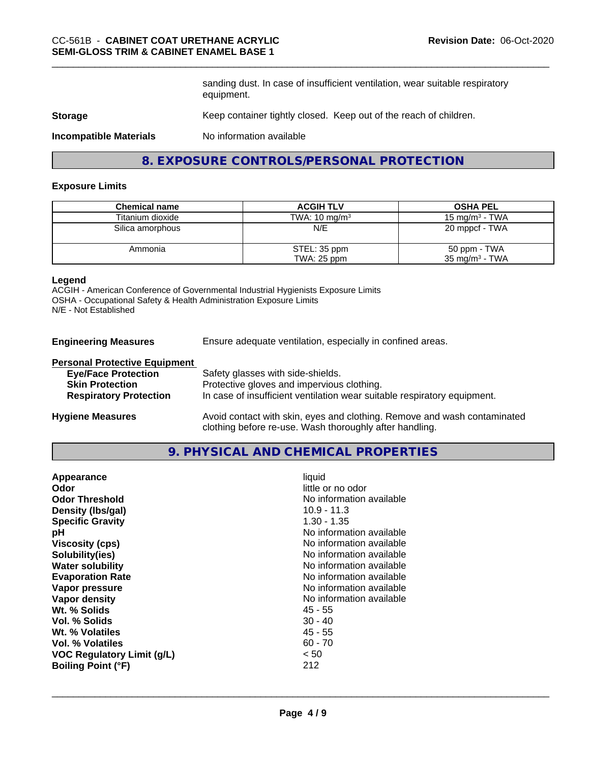sanding dust. In case of insufficient ventilation, wear suitable respiratory equipment.

**Storage** Keep container tightly closed. Keep out of the reach of children.

**Incompatible Materials** No information available

## 8. EXPOSURE CONTROLS/PERSONAL PROTECTION

### Exposure Limits

| Chemical name | ACGIH TLV | OSHA PEL |
|---|---|---|
| Titanium dioxide | TWA: 10 mg/m³ | 15 mg/m³ - TWA |
| Silica amorphous | N/E | 20 mppcf - TWA |
| Ammonia | STEL: 35 ppm<br>TWA: 25 ppm | 50 ppm - TWA<br>35 mg/m³ - TWA |

**Legend**
ACGIH - American Conference of Governmental Industrial Hygienists Exposure Limits
OSHA - Occupational Safety & Health Administration Exposure Limits
N/E - Not Established

**Engineering Measures** Ensure adequate ventilation, especially in confined areas.

**Personal Protective Equipment**

**Eye/Face Protection** Safety glasses with side-shields.
**Skin Protection** Protective gloves and impervious clothing.
**Respiratory Protection** In case of insufficient ventilation wear suitable respiratory equipment.

**Hygiene Measures** Avoid contact with skin, eyes and clothing. Remove and wash contaminated clothing before re-use. Wash thoroughly after handling.

## 9. PHYSICAL AND CHEMICAL PROPERTIES

| | |
|---|---|
| **Appearance** | liquid |
| **Odor** | little or no odor |
| **Odor Threshold** | No information available |
| **Density (lbs/gal)** | 10.9 - 11.3 |
| **Specific Gravity** | 1.30 - 1.35 |
| **pH** | No information available |
| **Viscosity (cps)** | No information available |
| **Solubility(ies)** | No information available |
| **Water solubility** | No information available |
| **Evaporation Rate** | No information available |
| **Vapor pressure** | No information available |
| **Vapor density** | No information available |
| **Wt. % Solids** | 45 - 55 |
| **Vol. % Solids** | 30 - 40 |
| **Wt. % Volatiles** | 45 - 55 |
| **Vol. % Volatiles** | 60 - 70 |
| **VOC Regulatory Limit (g/L)** | < 50 |
| **Boiling Point (°F)** | 212 |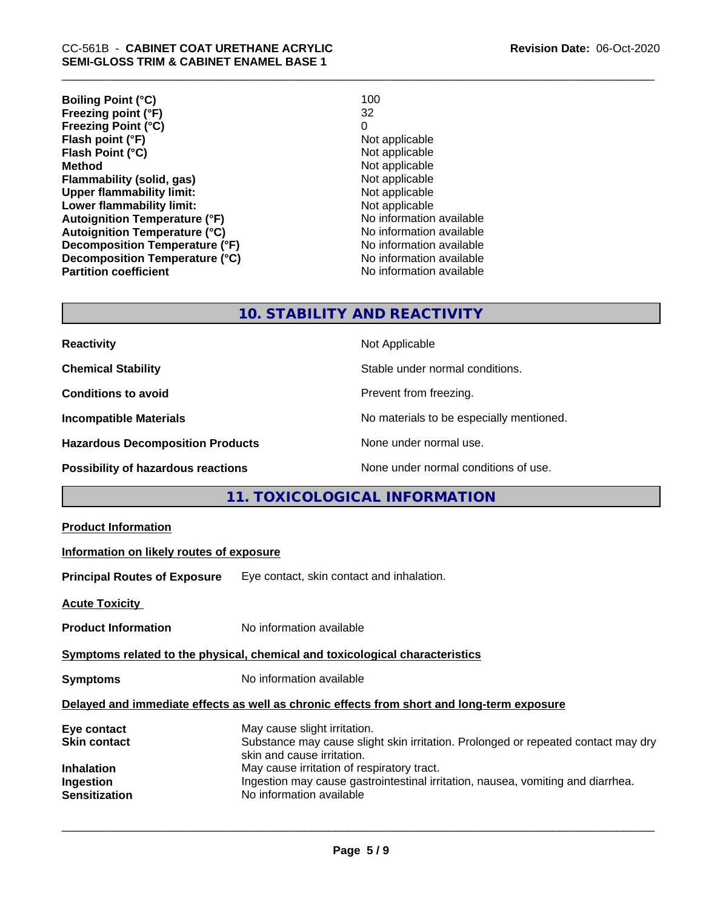| | |
|---|---|
| **Boiling Point (°C)** | 100 |
| **Freezing point (°F)** | 32 |
| **Freezing Point (°C)** | 0 |
| **Flash point (°F)** | Not applicable |
| **Flash Point (°C)** | Not applicable |
| **Method** | Not applicable |
| **Flammability (solid, gas)** | Not applicable |
| **Upper flammability limit:** | Not applicable |
| **Lower flammability limit:** | Not applicable |
| **Autoignition Temperature (°F)** | No information available |
| **Autoignition Temperature (°C)** | No information available |
| **Decomposition Temperature (°F)** | No information available |
| **Decomposition Temperature (°C)** | No information available |
| **Partition coefficient** | No information available |

## 10. STABILITY AND REACTIVITY

| | |
|---|---|
| **Reactivity** | Not Applicable |
| **Chemical Stability** | Stable under normal conditions. |
| **Conditions to avoid** | Prevent from freezing. |
| **Incompatible Materials** | No materials to be especially mentioned. |
| **Hazardous Decomposition Products** | None under normal use. |
| **Possibility of hazardous reactions** | None under normal conditions of use. |

## 11. TOXICOLOGICAL INFORMATION

**Product Information**

**Information on likely routes of exposure**

**Principal Routes of Exposure** Eye contact, skin contact and inhalation.

**Acute Toxicity**

**Product Information** No information available

**Symptoms related to the physical, chemical and toxicological characteristics**

**Symptoms** No information available

**Delayed and immediate effects as well as chronic effects from short and long-term exposure**

| | |
|---|---|
| **Eye contact** | May cause slight irritation. |
| **Skin contact** | Substance may cause slight skin irritation. Prolonged or repeated contact may dry skin and cause irritation. |
| **Inhalation** | May cause irritation of respiratory tract. |
| **Ingestion** | Ingestion may cause gastrointestinal irritation, nausea, vomiting and diarrhea. |
| **Sensitization** | No information available |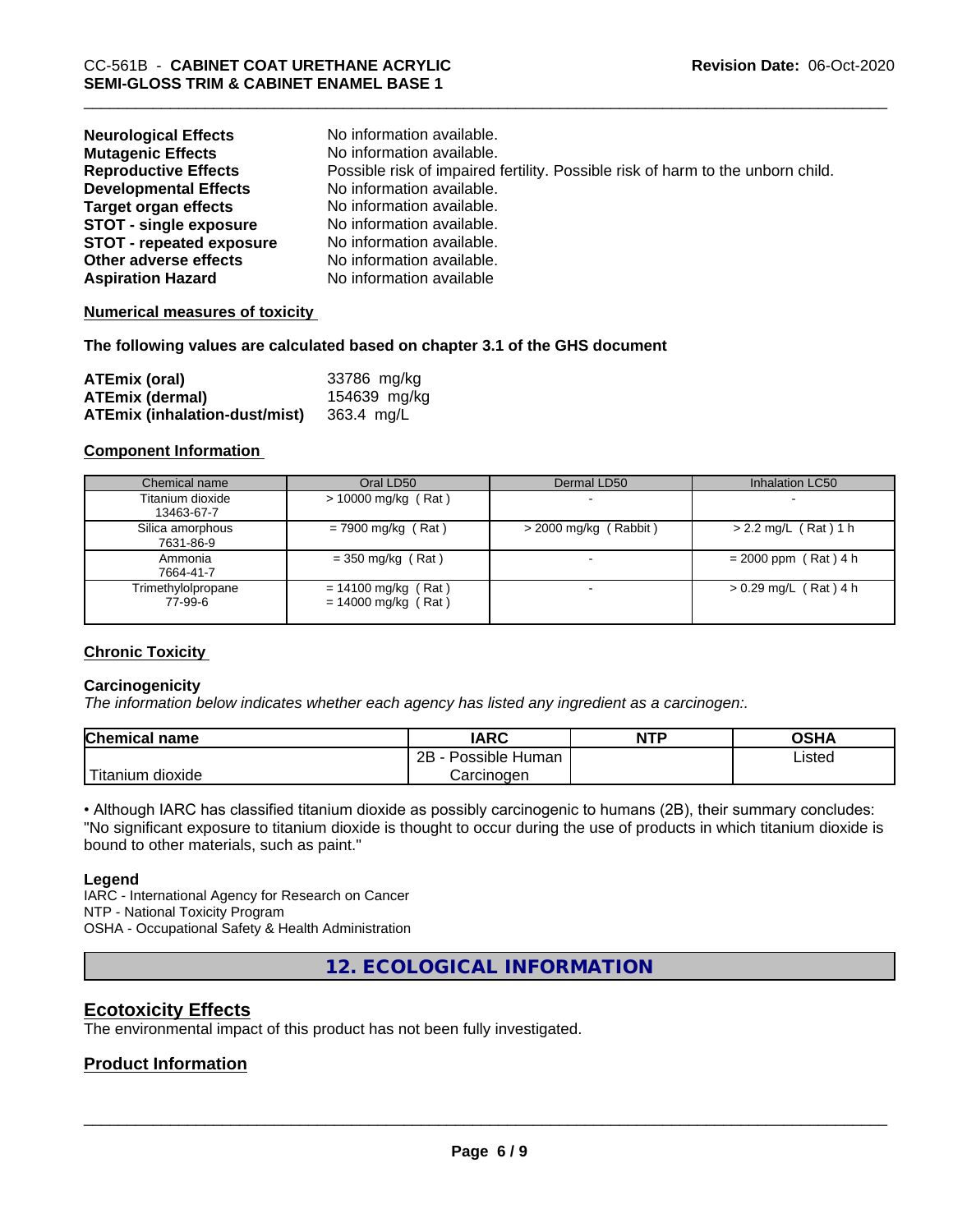| | |
|---|---|
| **Neurological Effects** | No information available. |
| **Mutagenic Effects** | No information available. |
| **Reproductive Effects** | Possible risk of impaired fertility. Possible risk of harm to the unborn child. |
| **Developmental Effects** | No information available. |
| **Target organ effects** | No information available. |
| **STOT - single exposure** | No information available. |
| **STOT - repeated exposure** | No information available. |
| **Other adverse effects** | No information available. |
| **Aspiration Hazard** | No information available |

**Numerical measures of toxicity**

**The following values are calculated based on chapter 3.1 of the GHS document**

| | |
|---|---|
| **ATEmix (oral)** | 33786 mg/kg |
| **ATEmix (dermal)** | 154639 mg/kg |
| **ATEmix (inhalation-dust/mist)** | 363.4 mg/L |

**Component Information**

| Chemical name | Oral LD50 | Dermal LD50 | Inhalation LC50 |
|---|---|---|---|
| Titanium dioxide<br>13463-67-7 | > 10000 mg/kg ( Rat ) | - | - |
| Silica amorphous<br>7631-86-9 | = 7900 mg/kg ( Rat ) | > 2000 mg/kg ( Rabbit ) | > 2.2 mg/L ( Rat ) 1 h |
| Ammonia<br>7664-41-7 | = 350 mg/kg ( Rat ) | - | = 2000 ppm ( Rat ) 4 h |
| Trimethylolpropane<br>77-99-6 | = 14100 mg/kg ( Rat )<br>= 14000 mg/kg ( Rat ) | - | > 0.29 mg/L ( Rat ) 4 h |

**Chronic Toxicity**

**Carcinogenicity**

*The information below indicates whether each agency has listed any ingredient as a carcinogen:.*

| Chemical name | IARC | NTP | OSHA |
|---|---|---|---|
| Titanium dioxide | 2B - Possible Human Carcinogen | | Listed |

• Although IARC has classified titanium dioxide as possibly carcinogenic to humans (2B), their summary concludes: "No significant exposure to titanium dioxide is thought to occur during the use of products in which titanium dioxide is bound to other materials, such as paint."

**Legend**

IARC - International Agency for Research on Cancer
NTP - National Toxicity Program
OSHA - Occupational Safety & Health Administration

## 12. ECOLOGICAL INFORMATION

## Ecotoxicity Effects

The environmental impact of this product has not been fully investigated.

## Product Information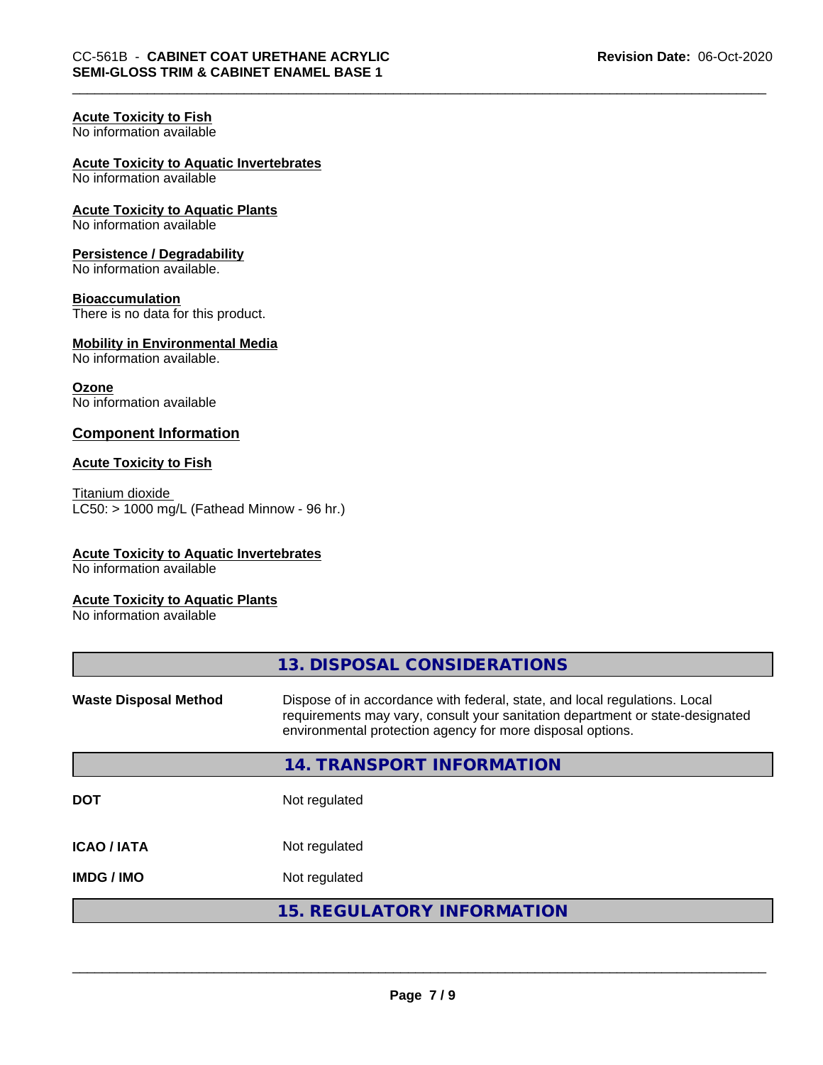**Acute Toxicity to Fish**
No information available

**Acute Toxicity to Aquatic Invertebrates**
No information available

**Acute Toxicity to Aquatic Plants**
No information available

**Persistence / Degradability**
No information available.

**Bioaccumulation**
There is no data for this product.

**Mobility in Environmental Media**
No information available.

**Ozone**
No information available

## Component Information

**Acute Toxicity to Fish**

Titanium dioxide
LC50: > 1000 mg/L (Fathead Minnow - 96 hr.)

**Acute Toxicity to Aquatic Invertebrates**
No information available

**Acute Toxicity to Aquatic Plants**
No information available

## 13. DISPOSAL CONSIDERATIONS

**Waste Disposal Method** Dispose of in accordance with federal, state, and local regulations. Local requirements may vary, consult your sanitation department or state-designated environmental protection agency for more disposal options.

## 14. TRANSPORT INFORMATION

| | |
|---|---|
| **DOT** | Not regulated |
| **ICAO / IATA** | Not regulated |
| **IMDG / IMO** | Not regulated |

## 15. REGULATORY INFORMATION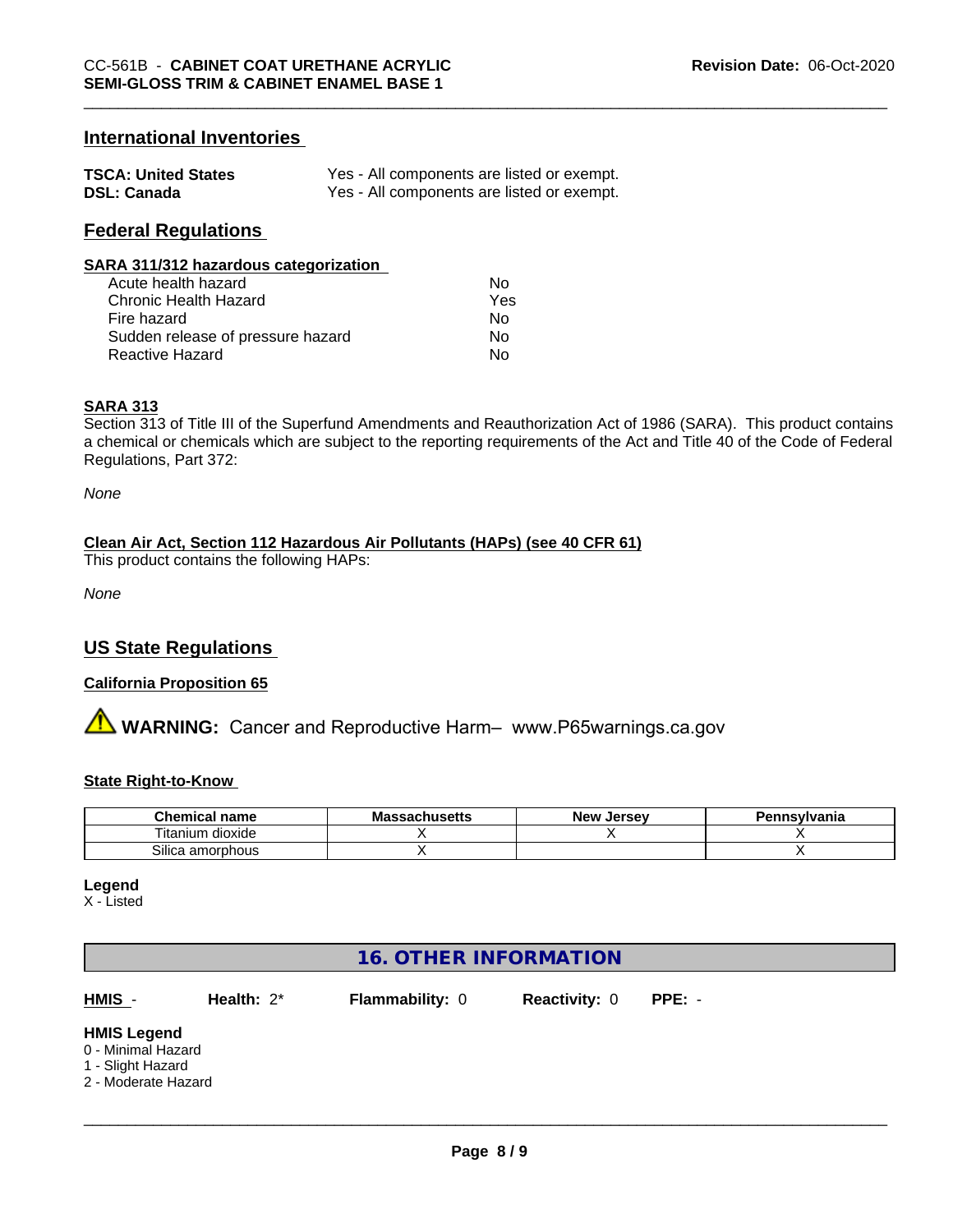## International Inventories

| | |
|---|---|
| **TSCA: United States** | Yes - All components are listed or exempt. |
| **DSL: Canada** | Yes - All components are listed or exempt. |

## Federal Regulations

### SARA 311/312 hazardous categorization

| | |
|---|---|
| Acute health hazard | No |
| Chronic Health Hazard | Yes |
| Fire hazard | No |
| Sudden release of pressure hazard | No |
| Reactive Hazard | No |

### SARA 313

Section 313 of Title III of the Superfund Amendments and Reauthorization Act of 1986 (SARA). This product contains a chemical or chemicals which are subject to the reporting requirements of the Act and Title 40 of the Code of Federal Regulations, Part 372:

*None*

### Clean Air Act, Section 112 Hazardous Air Pollutants (HAPs) (see 40 CFR 61)

This product contains the following HAPs:

*None*

## US State Regulations

### California Proposition 65

⚠ **WARNING:** Cancer and Reproductive Harm– www.P65warnings.ca.gov

### State Right-to-Know

| Chemical name | Massachusetts | New Jersey | Pennsylvania |
|---|---|---|---|
| Titanium dioxide | X | X | X |
| Silica amorphous | X | | X |

**Legend**

X - Listed

## 16. OTHER INFORMATION

**HMIS** - **Health:** 2* **Flammability:** 0 **Reactivity:** 0 **PPE:** -

**HMIS Legend**

0 - Minimal Hazard
1 - Slight Hazard
2 - Moderate Hazard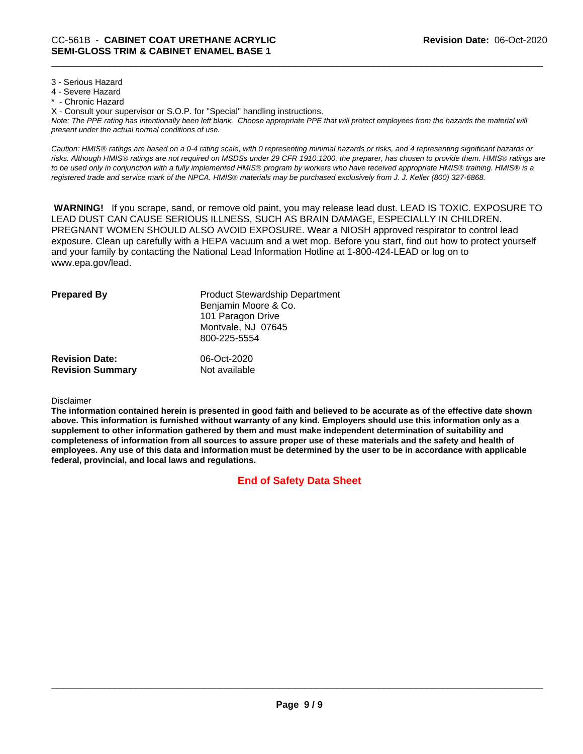3 - Serious Hazard
4 - Severe Hazard
* - Chronic Hazard
X - Consult your supervisor or S.O.P. for "Special" handling instructions.

*Note: The PPE rating has intentionally been left blank. Choose appropriate PPE that will protect employees from the hazards the material will present under the actual normal conditions of use.*

*Caution: HMIS® ratings are based on a 0-4 rating scale, with 0 representing minimal hazards or risks, and 4 representing significant hazards or risks. Although HMIS® ratings are not required on MSDSs under 29 CFR 1910.1200, the preparer, has chosen to provide them. HMIS® ratings are to be used only in conjunction with a fully implemented HMIS® program by workers who have received appropriate HMIS® training. HMIS® is a registered trade and service mark of the NPCA. HMIS® materials may be purchased exclusively from J. J. Keller (800) 327-6868.*

**WARNING!** If you scrape, sand, or remove old paint, you may release lead dust. LEAD IS TOXIC. EXPOSURE TO LEAD DUST CAN CAUSE SERIOUS ILLNESS, SUCH AS BRAIN DAMAGE, ESPECIALLY IN CHILDREN. PREGNANT WOMEN SHOULD ALSO AVOID EXPOSURE. Wear a NIOSH approved respirator to control lead exposure. Clean up carefully with a HEPA vacuum and a wet mop. Before you start, find out how to protect yourself and your family by contacting the National Lead Information Hotline at 1-800-424-LEAD or log on to www.epa.gov/lead.

| | |
|---|---|
| **Prepared By** | Product Stewardship Department<br>Benjamin Moore & Co.<br>101 Paragon Drive<br>Montvale, NJ 07645<br>800-225-5554 |
| **Revision Date:** | 06-Oct-2020 |
| **Revision Summary** | Not available |

Disclaimer

**The information contained herein is presented in good faith and believed to be accurate as of the effective date shown above. This information is furnished without warranty of any kind. Employers should use this information only as a supplement to other information gathered by them and must make independent determination of suitability and completeness of information from all sources to assure proper use of these materials and the safety and health of employees. Any use of this data and information must be determined by the user to be in accordance with applicable federal, provincial, and local laws and regulations.**

**End of Safety Data Sheet**